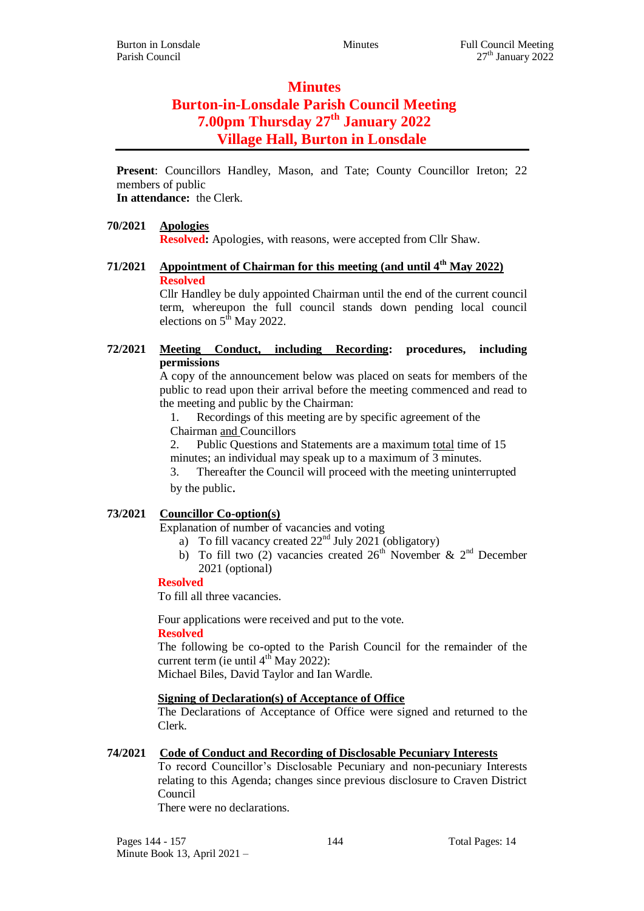# Minutes
# Burton-in-Lonsdale Parish Council Meeting
# 7.00pm Thursday 27th January 2022
# Village Hall, Burton in Lonsdale

**Present**: Councillors Handley, Mason, and Tate; County Councillor Ireton; 22 members of public
**In attendance:** the Clerk.

**70/2021 Apologies**

**Resolved:** Apologies, with reasons, were accepted from Cllr Shaw.

**71/2021 Appointment of Chairman for this meeting (and until 4th May 2022)**

**Resolved**

Cllr Handley be duly appointed Chairman until the end of the current council term, whereupon the full council stands down pending local council elections on 5th May 2022.

**72/2021 Meeting Conduct, including Recording: procedures, including permissions**

A copy of the announcement below was placed on seats for members of the public to read upon their arrival before the meeting commenced and read to the meeting and public by the Chairman:

1. Recordings of this meeting are by specific agreement of the Chairman and Councillors
2. Public Questions and Statements are a maximum total time of 15 minutes; an individual may speak up to a maximum of 3 minutes.
3. Thereafter the Council will proceed with the meeting uninterrupted by the public.

**73/2021 Councillor Co-option(s)**

Explanation of number of vacancies and voting

a) To fill vacancy created 22nd July 2021 (obligatory)
b) To fill two (2) vacancies created 26th November & 2nd December 2021 (optional)

**Resolved**

To fill all three vacancies.

Four applications were received and put to the vote.

**Resolved**

The following be co-opted to the Parish Council for the remainder of the current term (ie until 4th May 2022):
Michael Biles, David Taylor and Ian Wardle.

**Signing of Declaration(s) of Acceptance of Office**

The Declarations of Acceptance of Office were signed and returned to the Clerk.

**74/2021 Code of Conduct and Recording of Disclosable Pecuniary Interests**

To record Councillor's Disclosable Pecuniary and non-pecuniary Interests relating to this Agenda; changes since previous disclosure to Craven District Council

There were no declarations.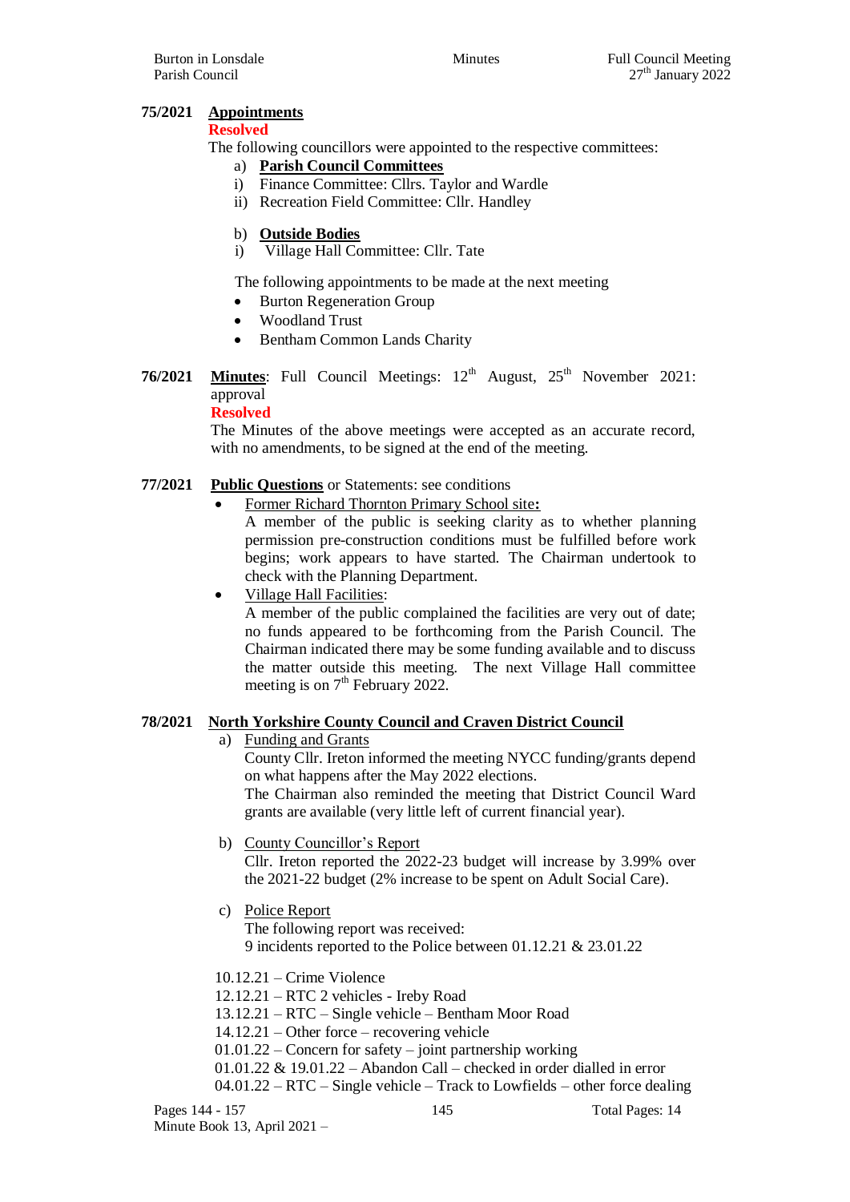**75/2021 Appointments**

**Resolved**

The following councillors were appointed to the respective committees:

a) **Parish Council Committees**

i) Finance Committee: Cllrs. Taylor and Wardle

ii) Recreation Field Committee: Cllr. Handley

b) **Outside Bodies**

i) Village Hall Committee: Cllr. Tate

The following appointments to be made at the next meeting

- Burton Regeneration Group
- Woodland Trust
- Bentham Common Lands Charity

**76/2021 Minutes**: Full Council Meetings: 12th August, 25th November 2021: approval

**Resolved**

The Minutes of the above meetings were accepted as an accurate record, with no amendments, to be signed at the end of the meeting.

**77/2021 Public Questions** or Statements: see conditions

- Former Richard Thornton Primary School site**:**
  A member of the public is seeking clarity as to whether planning permission pre-construction conditions must be fulfilled before work begins; work appears to have started. The Chairman undertook to check with the Planning Department.
- Village Hall Facilities:
  A member of the public complained the facilities are very out of date; no funds appeared to be forthcoming from the Parish Council. The Chairman indicated there may be some funding available and to discuss the matter outside this meeting. The next Village Hall committee meeting is on 7th February 2022.

**78/2021 North Yorkshire County Council and Craven District Council**

a) Funding and Grants

County Cllr. Ireton informed the meeting NYCC funding/grants depend on what happens after the May 2022 elections.
The Chairman also reminded the meeting that District Council Ward grants are available (very little left of current financial year).

b) County Councillor's Report

Cllr. Ireton reported the 2022-23 budget will increase by 3.99% over the 2021-22 budget (2% increase to be spent on Adult Social Care).

c) Police Report

The following report was received:
9 incidents reported to the Police between 01.12.21 & 23.01.22

10.12.21 – Crime Violence
12.12.21 – RTC 2 vehicles - Ireby Road
13.12.21 – RTC – Single vehicle – Bentham Moor Road
14.12.21 – Other force – recovering vehicle
01.01.22 – Concern for safety – joint partnership working
01.01.22 & 19.01.22 – Abandon Call – checked in order dialled in error
04.01.22 – RTC – Single vehicle – Track to Lowfields – other force dealing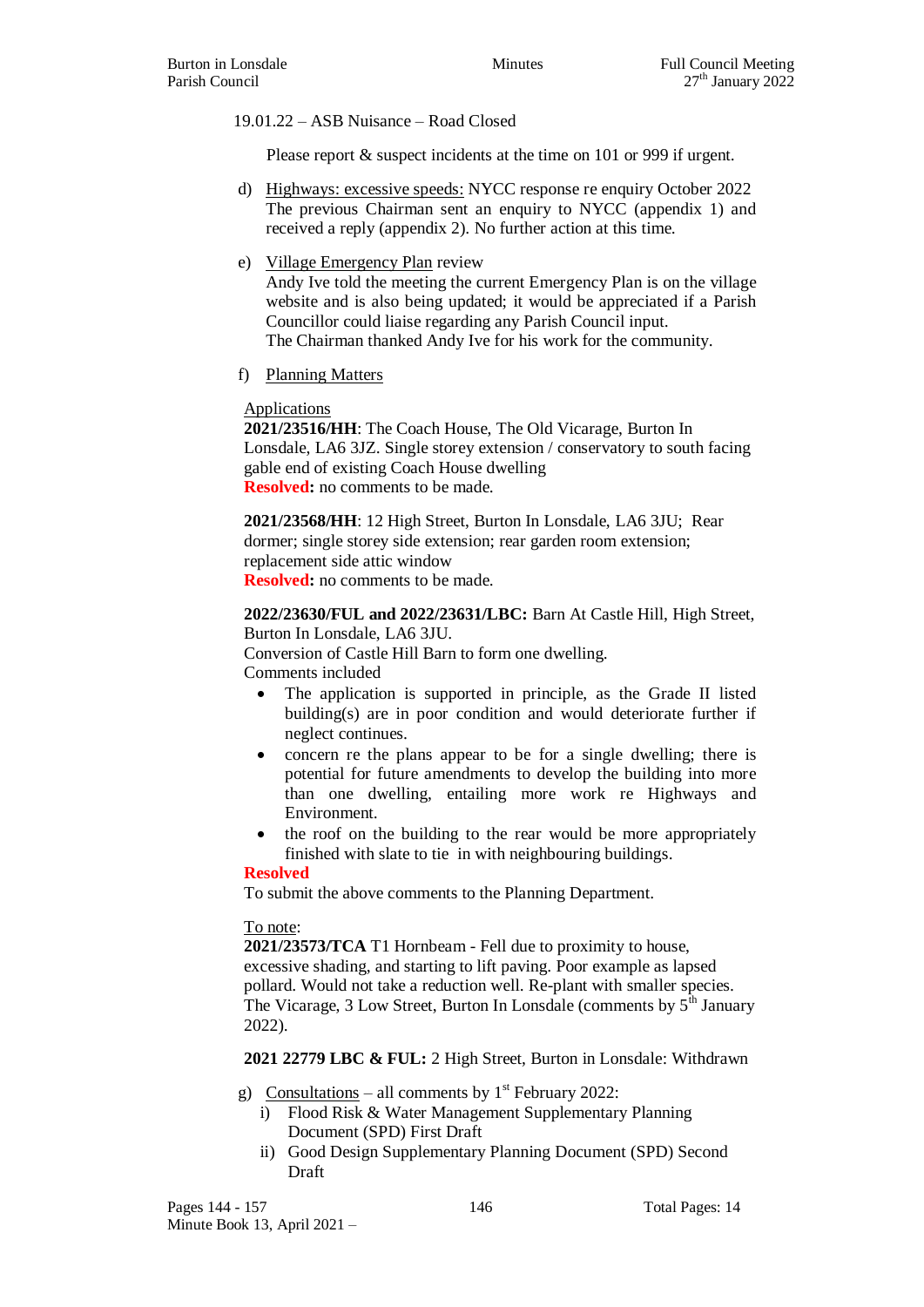19.01.22 – ASB Nuisance – Road Closed

Please report & suspect incidents at the time on 101 or 999 if urgent.

d) Highways: excessive speeds: NYCC response re enquiry October 2022
The previous Chairman sent an enquiry to NYCC (appendix 1) and received a reply (appendix 2). No further action at this time.

e) Village Emergency Plan review
Andy Ive told the meeting the current Emergency Plan is on the village website and is also being updated; it would be appreciated if a Parish Councillor could liaise regarding any Parish Council input.
The Chairman thanked Andy Ive for his work for the community.

f) Planning Matters

Applications

**2021/23516/HH**: The Coach House, The Old Vicarage, Burton In Lonsdale, LA6 3JZ. Single storey extension / conservatory to south facing gable end of existing Coach House dwelling
**Resolved:** no comments to be made.

**2021/23568/HH**: 12 High Street, Burton In Lonsdale, LA6 3JU; Rear dormer; single storey side extension; rear garden room extension; replacement side attic window
**Resolved:** no comments to be made.

**2022/23630/FUL and 2022/23631/LBC:** Barn At Castle Hill, High Street, Burton In Lonsdale, LA6 3JU.
Conversion of Castle Hill Barn to form one dwelling.
Comments included

- The application is supported in principle, as the Grade II listed building(s) are in poor condition and would deteriorate further if neglect continues.
- concern re the plans appear to be for a single dwelling; there is potential for future amendments to develop the building into more than one dwelling, entailing more work re Highways and Environment.
- the roof on the building to the rear would be more appropriately finished with slate to tie in with neighbouring buildings.

**Resolved**
To submit the above comments to the Planning Department.

To note:
**2021/23573/TCA** T1 Hornbeam - Fell due to proximity to house, excessive shading, and starting to lift paving. Poor example as lapsed pollard. Would not take a reduction well. Re-plant with smaller species. The Vicarage, 3 Low Street, Burton In Lonsdale (comments by 5th January 2022).

**2021 22779 LBC & FUL:** 2 High Street, Burton in Lonsdale: Withdrawn

g) Consultations – all comments by 1st February 2022:
  i) Flood Risk & Water Management Supplementary Planning Document (SPD) First Draft
  ii) Good Design Supplementary Planning Document (SPD) Second Draft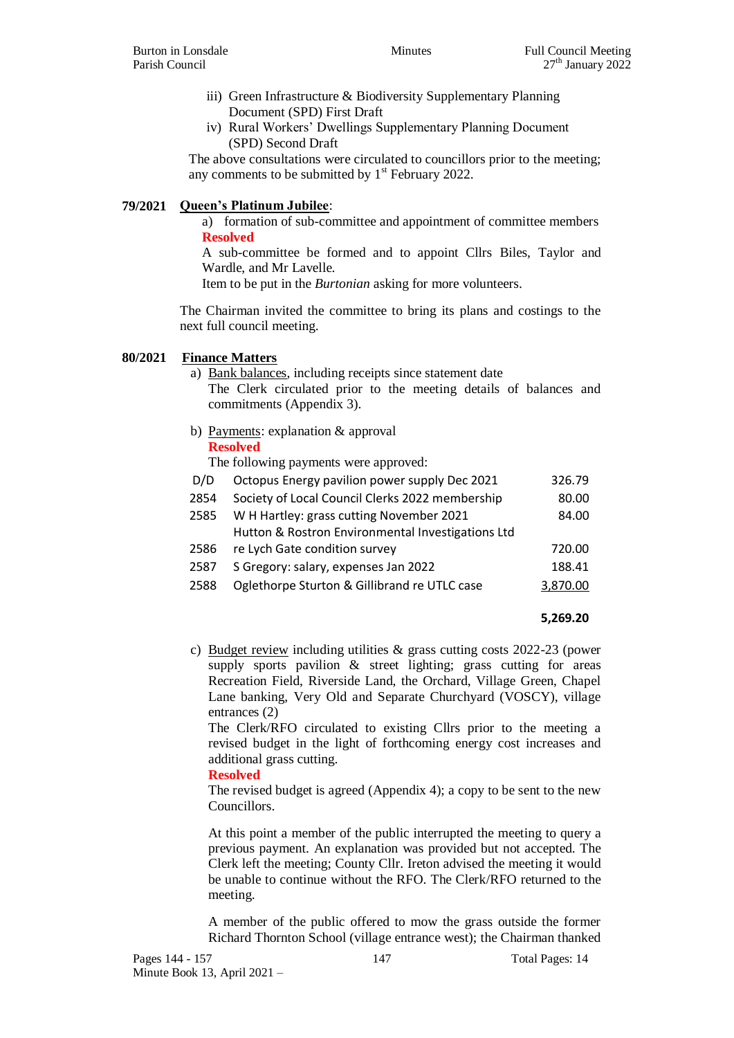iii) Green Infrastructure & Biodiversity Supplementary Planning Document (SPD) First Draft

iv) Rural Workers' Dwellings Supplementary Planning Document (SPD) Second Draft

The above consultations were circulated to councillors prior to the meeting; any comments to be submitted by 1st February 2022.

**79/2021 Queen's Platinum Jubilee:**

a) formation of sub-committee and appointment of committee members

**Resolved**

A sub-committee be formed and to appoint Cllrs Biles, Taylor and Wardle, and Mr Lavelle.

Item to be put in the *Burtonian* asking for more volunteers.

The Chairman invited the committee to bring its plans and costings to the next full council meeting.

**80/2021 Finance Matters**

a) Bank balances, including receipts since statement date

The Clerk circulated prior to the meeting details of balances and commitments (Appendix 3).

b) Payments: explanation & approval

**Resolved**

The following payments were approved:

| | | |
|---|---|---|
| D/D | Octopus Energy pavilion power supply Dec 2021 | 326.79 |
| 2854 | Society of Local Council Clerks 2022 membership | 80.00 |
| 2585 | W H Hartley: grass cutting November 2021 | 84.00 |
| 2586 | Hutton & Rostron Environmental Investigations Ltd re Lych Gate condition survey | 720.00 |
| 2587 | S Gregory: salary, expenses Jan 2022 | 188.41 |
| 2588 | Oglethorpe Sturton & Gillibrand re UTLC case | 3,870.00 |
| | | **5,269.20** |

c) Budget review including utilities & grass cutting costs 2022-23 (power supply sports pavilion & street lighting; grass cutting for areas Recreation Field, Riverside Land, the Orchard, Village Green, Chapel Lane banking, Very Old and Separate Churchyard (VOSCY), village entrances (2)

The Clerk/RFO circulated to existing Cllrs prior to the meeting a revised budget in the light of forthcoming energy cost increases and additional grass cutting.

**Resolved**

The revised budget is agreed (Appendix 4); a copy to be sent to the new Councillors.

At this point a member of the public interrupted the meeting to query a previous payment. An explanation was provided but not accepted. The Clerk left the meeting; County Cllr. Ireton advised the meeting it would be unable to continue without the RFO. The Clerk/RFO returned to the meeting.

A member of the public offered to mow the grass outside the former Richard Thornton School (village entrance west); the Chairman thanked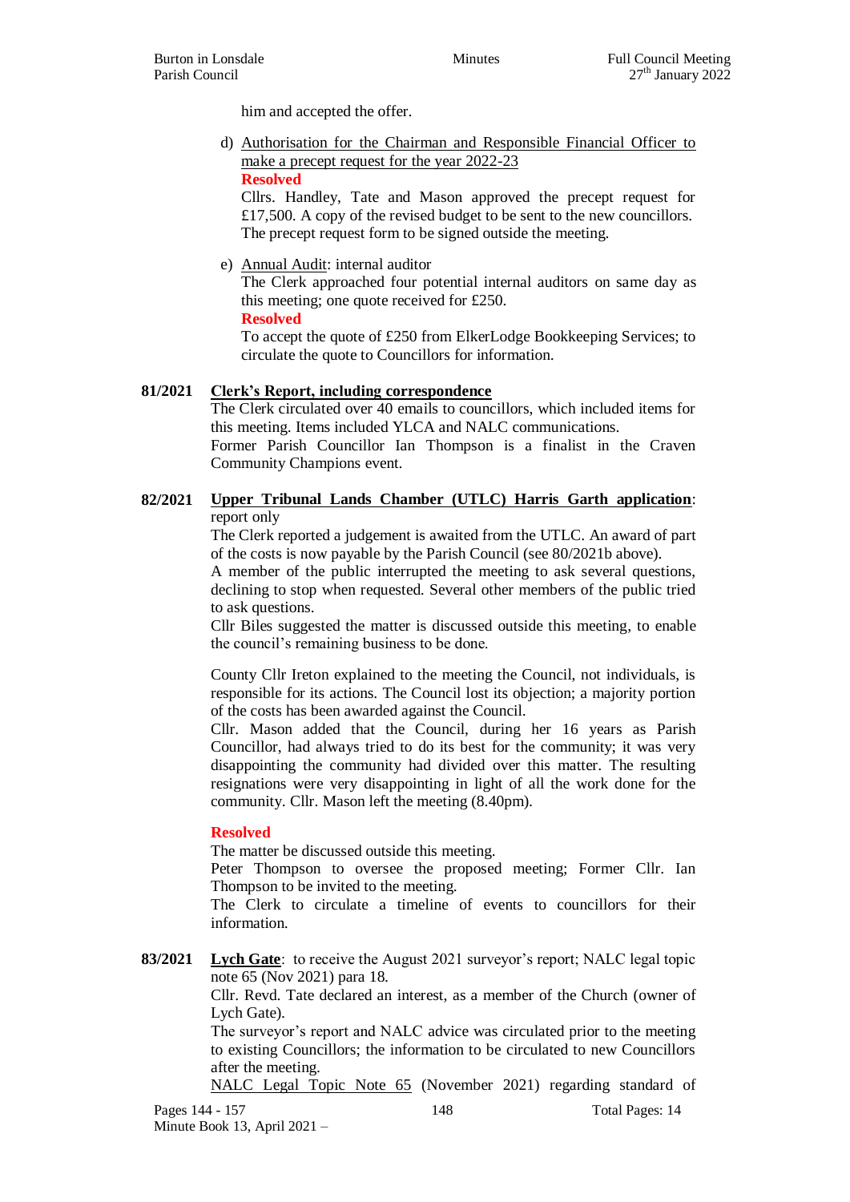him and accepted the offer.

d) Authorisation for the Chairman and Responsible Financial Officer to make a precept request for the year 2022-23

**Resolved**

Cllrs. Handley, Tate and Mason approved the precept request for £17,500. A copy of the revised budget to be sent to the new councillors. The precept request form to be signed outside the meeting.

e) Annual Audit: internal auditor

The Clerk approached four potential internal auditors on same day as this meeting; one quote received for £250.

**Resolved**

To accept the quote of £250 from ElkerLodge Bookkeeping Services; to circulate the quote to Councillors for information.

**81/2021 Clerk's Report, including correspondence**

The Clerk circulated over 40 emails to councillors, which included items for this meeting. Items included YLCA and NALC communications.

Former Parish Councillor Ian Thompson is a finalist in the Craven Community Champions event.

**82/2021 Upper Tribunal Lands Chamber (UTLC) Harris Garth application**: report only

The Clerk reported a judgement is awaited from the UTLC. An award of part of the costs is now payable by the Parish Council (see 80/2021b above).

A member of the public interrupted the meeting to ask several questions, declining to stop when requested. Several other members of the public tried to ask questions.

Cllr Biles suggested the matter is discussed outside this meeting, to enable the council's remaining business to be done.

County Cllr Ireton explained to the meeting the Council, not individuals, is responsible for its actions. The Council lost its objection; a majority portion of the costs has been awarded against the Council.

Cllr. Mason added that the Council, during her 16 years as Parish Councillor, had always tried to do its best for the community; it was very disappointing the community had divided over this matter. The resulting resignations were very disappointing in light of all the work done for the community. Cllr. Mason left the meeting (8.40pm).

**Resolved**

The matter be discussed outside this meeting.

Peter Thompson to oversee the proposed meeting; Former Cllr. Ian Thompson to be invited to the meeting.

The Clerk to circulate a timeline of events to councillors for their information.

**83/2021 Lych Gate**: to receive the August 2021 surveyor's report; NALC legal topic note 65 (Nov 2021) para 18.

Cllr. Revd. Tate declared an interest, as a member of the Church (owner of Lych Gate).

The surveyor's report and NALC advice was circulated prior to the meeting to existing Councillors; the information to be circulated to new Councillors after the meeting.

NALC Legal Topic Note 65 (November 2021) regarding standard of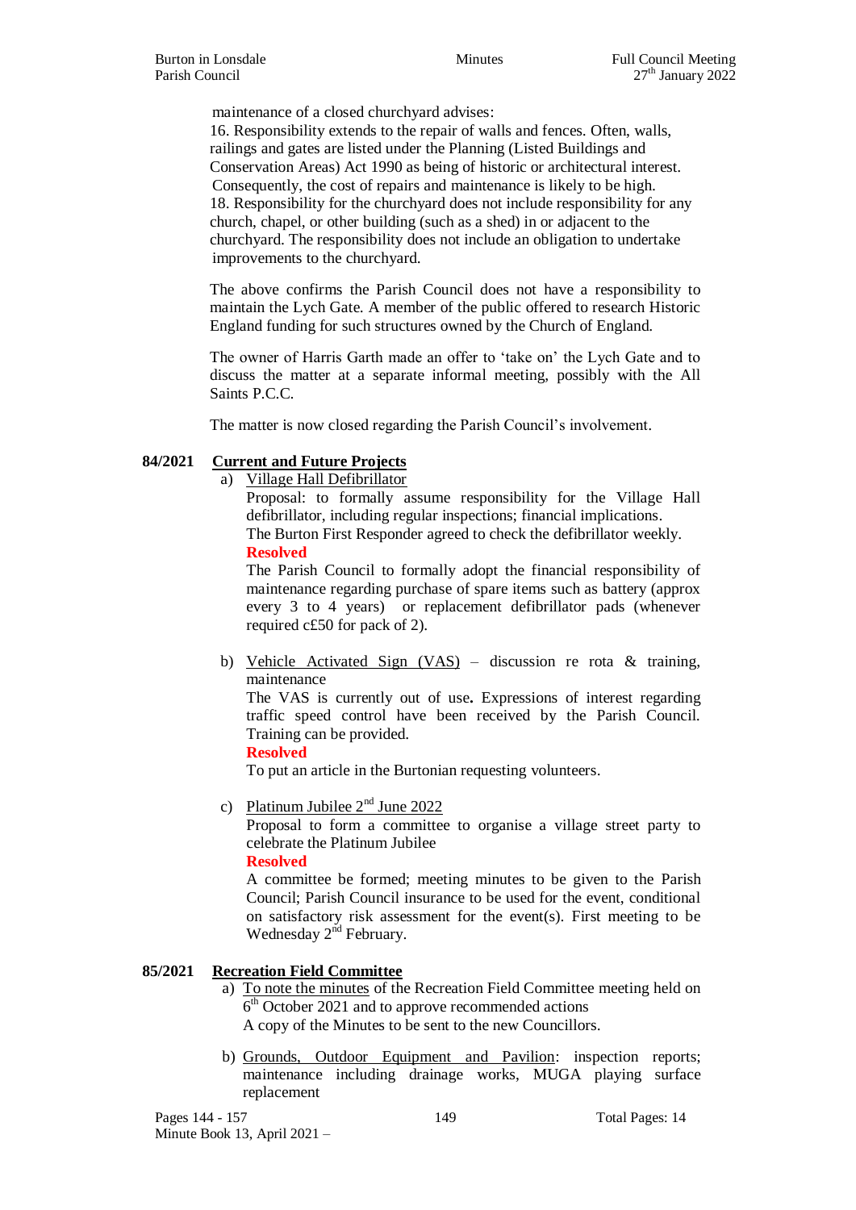maintenance of a closed churchyard advises:

16. Responsibility extends to the repair of walls and fences. Often, walls, railings and gates are listed under the Planning (Listed Buildings and Conservation Areas) Act 1990 as being of historic or architectural interest. Consequently, the cost of repairs and maintenance is likely to be high.

18. Responsibility for the churchyard does not include responsibility for any church, chapel, or other building (such as a shed) in or adjacent to the churchyard. The responsibility does not include an obligation to undertake improvements to the churchyard.

The above confirms the Parish Council does not have a responsibility to maintain the Lych Gate. A member of the public offered to research Historic England funding for such structures owned by the Church of England.

The owner of Harris Garth made an offer to 'take on' the Lych Gate and to discuss the matter at a separate informal meeting, possibly with the All Saints P.C.C.

The matter is now closed regarding the Parish Council's involvement.

**84/2021 Current and Future Projects**

a) Village Hall Defibrillator

Proposal: to formally assume responsibility for the Village Hall defibrillator, including regular inspections; financial implications.
The Burton First Responder agreed to check the defibrillator weekly.

**Resolved**

The Parish Council to formally adopt the financial responsibility of maintenance regarding purchase of spare items such as battery (approx every 3 to 4 years) or replacement defibrillator pads (whenever required c£50 for pack of 2).

b) Vehicle Activated Sign (VAS) – discussion re rota & training, maintenance

The VAS is currently out of use**.** Expressions of interest regarding traffic speed control have been received by the Parish Council. Training can be provided.

**Resolved**

To put an article in the Burtonian requesting volunteers.

c) Platinum Jubilee 2nd June 2022

Proposal to form a committee to organise a village street party to celebrate the Platinum Jubilee

**Resolved**

A committee be formed; meeting minutes to be given to the Parish Council; Parish Council insurance to be used for the event, conditional on satisfactory risk assessment for the event(s). First meeting to be Wednesday 2nd February.

**85/2021 Recreation Field Committee**

a) To note the minutes of the Recreation Field Committee meeting held on 6th October 2021 and to approve recommended actions
A copy of the Minutes to be sent to the new Councillors.

b) Grounds, Outdoor Equipment and Pavilion: inspection reports; maintenance including drainage works, MUGA playing surface replacement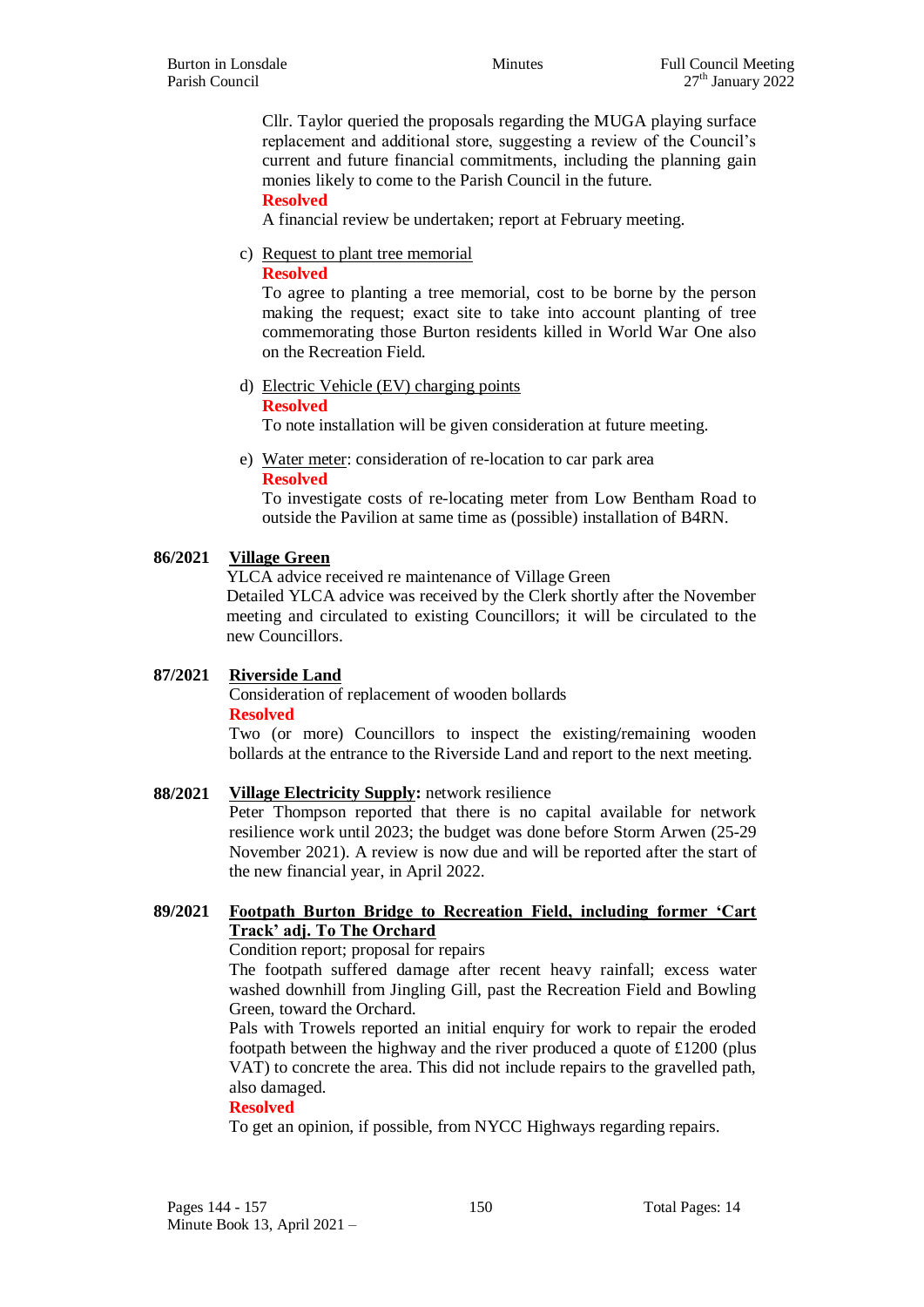Cllr. Taylor queried the proposals regarding the MUGA playing surface replacement and additional store, suggesting a review of the Council's current and future financial commitments, including the planning gain monies likely to come to the Parish Council in the future.

**Resolved**

A financial review be undertaken; report at February meeting.

c) Request to plant tree memorial

**Resolved**

To agree to planting a tree memorial, cost to be borne by the person making the request; exact site to take into account planting of tree commemorating those Burton residents killed in World War One also on the Recreation Field.

d) Electric Vehicle (EV) charging points

**Resolved**

To note installation will be given consideration at future meeting.

e) Water meter: consideration of re-location to car park area

**Resolved**

To investigate costs of re-locating meter from Low Bentham Road to outside the Pavilion at same time as (possible) installation of B4RN.

**86/2021 Village Green**

YLCA advice received re maintenance of Village Green

Detailed YLCA advice was received by the Clerk shortly after the November meeting and circulated to existing Councillors; it will be circulated to the new Councillors.

**87/2021 Riverside Land**

Consideration of replacement of wooden bollards

**Resolved**

Two (or more) Councillors to inspect the existing/remaining wooden bollards at the entrance to the Riverside Land and report to the next meeting.

**88/2021 Village Electricity Supply:** network resilience

Peter Thompson reported that there is no capital available for network resilience work until 2023; the budget was done before Storm Arwen (25-29 November 2021). A review is now due and will be reported after the start of the new financial year, in April 2022.

**89/2021 Footpath Burton Bridge to Recreation Field, including former 'Cart Track' adj. To The Orchard**

Condition report; proposal for repairs

The footpath suffered damage after recent heavy rainfall; excess water washed downhill from Jingling Gill, past the Recreation Field and Bowling Green, toward the Orchard.

Pals with Trowels reported that an initial enquiry for work to repair the eroded footpath between the highway and the river produced a quote of £1200 (plus VAT) to concrete the area. This did not include repairs to the gravelled path, also damaged.

**Resolved**

To get an opinion, if possible, from NYCC Highways regarding repairs.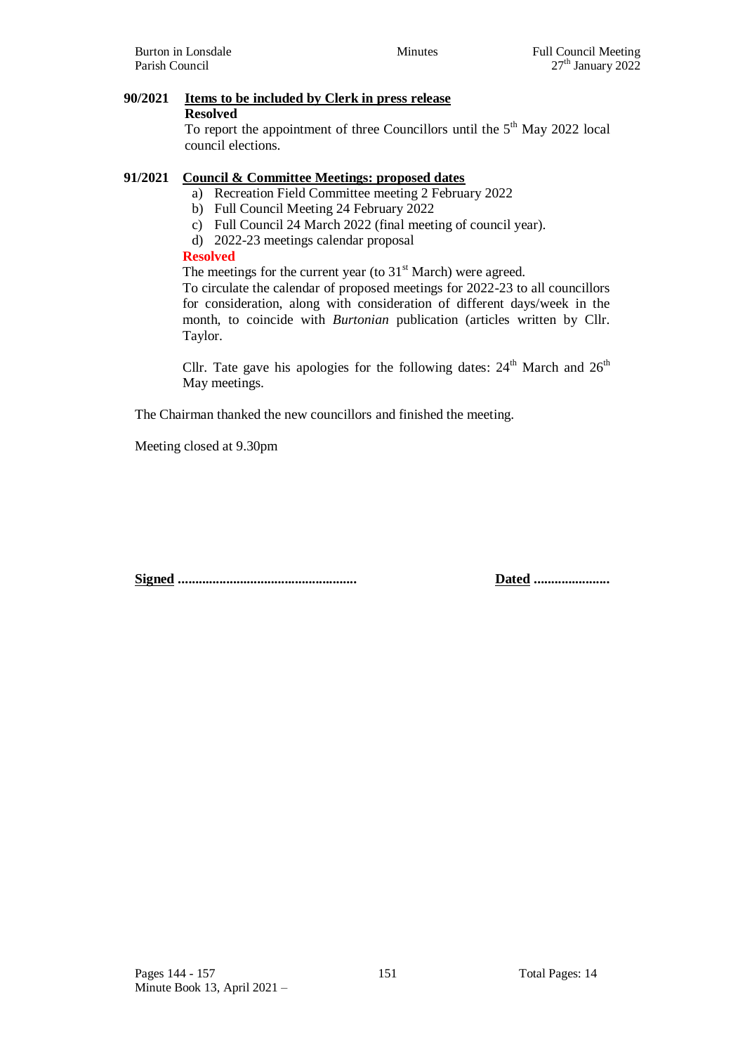**90/2021** **Items to be included by Clerk in press release**

**Resolved**

To report the appointment of three Councillors until the 5th May 2022 local council elections.

**91/2021** **Council & Committee Meetings: proposed dates**

a) Recreation Field Committee meeting 2 February 2022
b) Full Council Meeting 24 February 2022
c) Full Council 24 March 2022 (final meeting of council year).
d) 2022-23 meetings calendar proposal

**Resolved**

The meetings for the current year (to 31st March) were agreed.

To circulate the calendar of proposed meetings for 2022-23 to all councillors for consideration, along with consideration of different days/week in the month, to coincide with *Burtonian* publication (articles written by Cllr. Taylor.

Cllr. Tate gave his apologies for the following dates: 24th March and 26th May meetings.

The Chairman thanked the new councillors and finished the meeting.

Meeting closed at 9.30pm

**Signed** ....................................................                    **Dated** ......................

Pages 144 - 157
Minute Book 13, April 2021 –

Total Pages: 14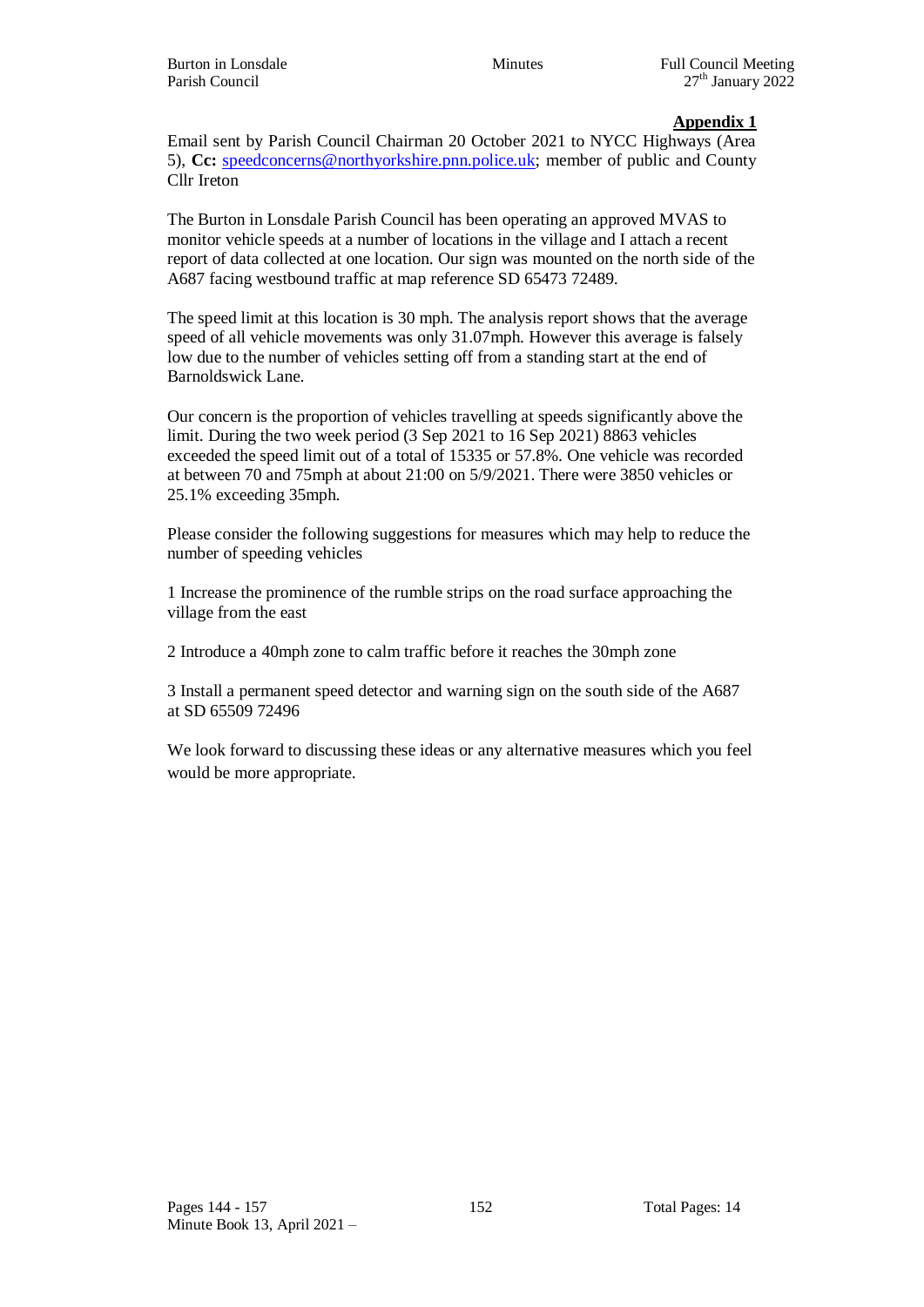**Appendix 1**

Email sent by Parish Council Chairman 20 October 2021 to NYCC Highways (Area 5), **Cc:** speedconcerns@northyorkshire.pnn.police.uk; member of public and County Cllr Ireton

The Burton in Lonsdale Parish Council has been operating an approved MVAS to monitor vehicle speeds at a number of locations in the village and I attach a recent report of data collected at one location. Our sign was mounted on the north side of the A687 facing westbound traffic at map reference SD 65473 72489.

The speed limit at this location is 30 mph. The analysis report shows that the average speed of all vehicle movements was only 31.07mph. However this average is falsely low due to the number of vehicles setting off from a standing start at the end of Barnoldswick Lane.

Our concern is the proportion of vehicles travelling at speeds significantly above the limit. During the two week period (3 Sep 2021 to 16 Sep 2021) 8863 vehicles exceeded the speed limit out of a total of 15335 or 57.8%. One vehicle was recorded at between 70 and 75mph at about 21:00 on 5/9/2021. There were 3850 vehicles or 25.1% exceeding 35mph.

Please consider the following suggestions for measures which may help to reduce the number of speeding vehicles

1 Increase the prominence of the rumble strips on the road surface approaching the village from the east

2 Introduce a 40mph zone to calm traffic before it reaches the 30mph zone

3 Install a permanent speed detector and warning sign on the south side of the A687 at SD 65509 72496

We look forward to discussing these ideas or any alternative measures which you feel would be more appropriate.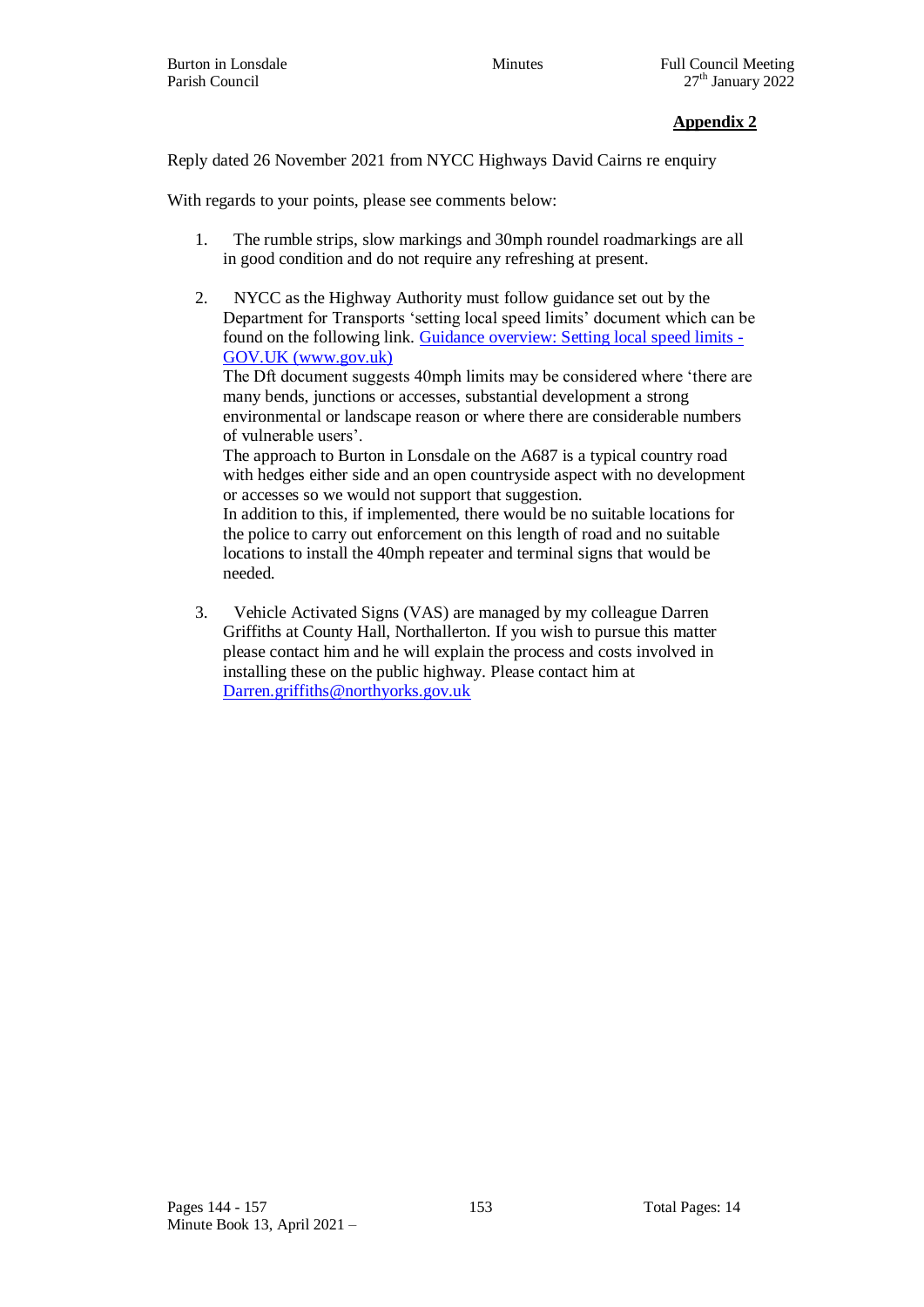**Appendix 2**

Reply dated 26 November 2021 from NYCC Highways David Cairns re enquiry

With regards to your points, please see comments below:

1. The rumble strips, slow markings and 30mph roundel roadmarkings are all in good condition and do not require any refreshing at present.

2. NYCC as the Highway Authority must follow guidance set out by the Department for Transports 'setting local speed limits' document which can be found on the following link. [Guidance overview: Setting local speed limits - GOV.UK (www.gov.uk)](https://www.gov.uk)
   The Dft document suggests 40mph limits may be considered where 'there are many bends, junctions or accesses, substantial development a strong environmental or landscape reason or where there are considerable numbers of vulnerable users'.
   The approach to Burton in Lonsdale on the A687 is a typical country road with hedges either side and an open countryside aspect with no development or accesses so we would not support that suggestion.
   In addition to this, if implemented, there would be no suitable locations for the police to carry out enforcement on this length of road and no suitable locations to install the 40mph repeater and terminal signs that would be needed.

3. Vehicle Activated Signs (VAS) are managed by my colleague Darren Griffiths at County Hall, Northallerton. If you wish to pursue this matter please contact him and he will explain the process and costs involved in installing these on the public highway. Please contact him at [Darren.griffiths@northyorks.gov.uk](mailto:Darren.griffiths@northyorks.gov.uk)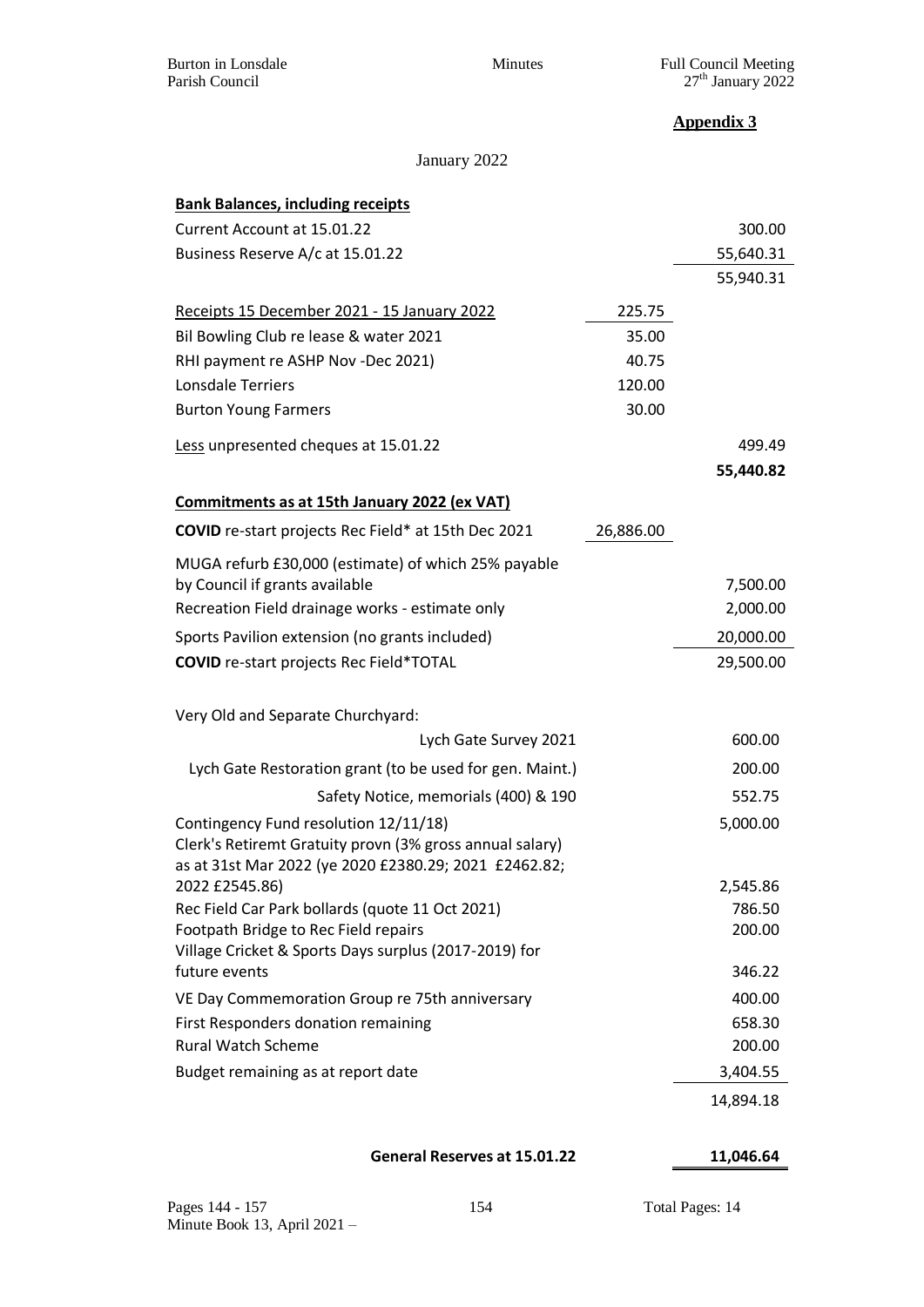**Appendix 3**

January 2022

| **Bank Balances, including receipts** | | |
|---|---|---|
| Current Account at 15.01.22 | | 300.00 |
| Business Reserve A/c at 15.01.22 | | 55,640.31 |
| | | 55,940.31 |
| Receipts 15 December 2021 - 15 January 2022 | 225.75 | |
| Bil Bowling Club re lease & water 2021 | 35.00 | |
| RHI payment re ASHP Nov -Dec 2021) | 40.75 | |
| Lonsdale Terriers | 120.00 | |
| Burton Young Farmers | 30.00 | |
| Less unpresented cheques at 15.01.22 | | 499.49 |
| | | **55,440.82** |
| **Commitments as at 15th January 2022 (ex VAT)** | | |
| **COVID** re-start projects Rec Field* at 15th Dec 2021 | 26,886.00 | |
| MUGA refurb £30,000 (estimate) of which 25% payable by Council if grants available | | 7,500.00 |
| Recreation Field drainage works - estimate only | | 2,000.00 |
| Sports Pavilion extension (no grants included) | | 20,000.00 |
| **COVID** re-start projects Rec Field*TOTAL | | 29,500.00 |
| Very Old and Separate Churchyard: | | |
| Lych Gate Survey 2021 | | 600.00 |
| Lych Gate Restoration grant (to be used for gen. Maint.) | | 200.00 |
| Safety Notice, memorials (400) & 190 | | 552.75 |
| Contingency Fund resolution 12/11/18) | | 5,000.00 |
| Clerk's Retiremt Gratuity provn (3% gross annual salary) as at 31st Mar 2022 (ye 2020 £2380.29; 2021 £2462.82; 2022 £2545.86) | | 2,545.86 |
| Rec Field Car Park bollards (quote 11 Oct 2021) | | 786.50 |
| Footpath Bridge to Rec Field repairs | | 200.00 |
| Village Cricket & Sports Days surplus (2017-2019) for future events | | 346.22 |
| VE Day Commemoration Group re 75th anniversary | | 400.00 |
| First Responders donation remaining | | 658.30 |
| Rural Watch Scheme | | 200.00 |
| Budget remaining as at report date | | 3,404.55 |
| | | 14,894.18 |
| **General Reserves at 15.01.22** | | **11,046.64** |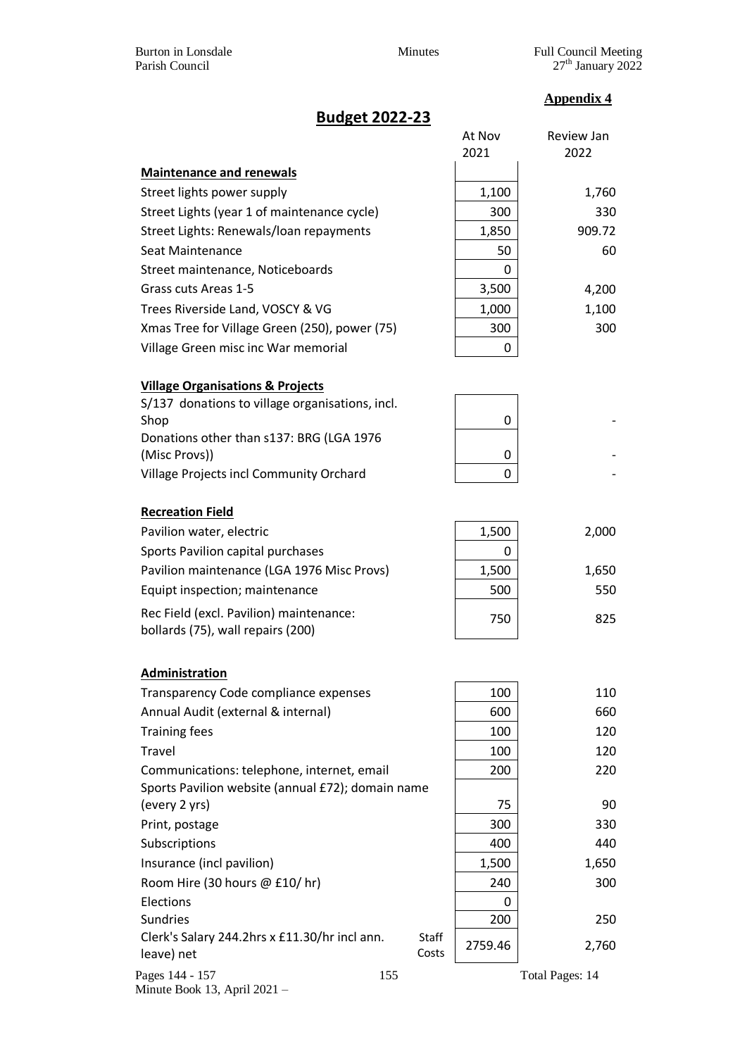**Appendix 4**

## Budget 2022-23

| | | At Nov 2021 | Review Jan 2022 |
|---|---|---|---|
| **Maintenance and renewals** | | | |
| Street lights power supply | | 1,100 | 1,760 |
| Street Lights (year 1 of maintenance cycle) | | 300 | 330 |
| Street Lights: Renewals/loan repayments | | 1,850 | 909.72 |
| Seat Maintenance | | 50 | 60 |
| Street maintenance, Noticeboards | | 0 | |
| Grass cuts Areas 1-5 | | 3,500 | 4,200 |
| Trees Riverside Land, VOSCY & VG | | 1,000 | 1,100 |
| Xmas Tree for Village Green (250), power (75) | | 300 | 300 |
| Village Green misc inc War memorial | | 0 | |
| **Village Organisations & Projects** | | | |
| S/137 donations to village organisations, incl. Shop | | 0 | - |
| Donations other than s137: BRG (LGA 1976 (Misc Provs)) | | 0 | - |
| Village Projects incl Community Orchard | | 0 | - |
| **Recreation Field** | | | |
| Pavilion water, electric | | 1,500 | 2,000 |
| Sports Pavilion capital purchases | | 0 | |
| Pavilion maintenance (LGA 1976 Misc Provs) | | 1,500 | 1,650 |
| Equipt inspection; maintenance | | 500 | 550 |
| Rec Field (excl. Pavilion) maintenance: bollards (75), wall repairs (200) | | 750 | 825 |
| **Administration** | | | |
| Transparency Code compliance expenses | | 100 | 110 |
| Annual Audit (external & internal) | | 600 | 660 |
| Training fees | | 100 | 120 |
| Travel | | 100 | 120 |
| Communications: telephone, internet, email | | 200 | 220 |
| Sports Pavilion website (annual £72); domain name (every 2 yrs) | | 75 | 90 |
| Print, postage | | 300 | 330 |
| Subscriptions | | 400 | 440 |
| Insurance (incl pavilion) | | 1,500 | 1,650 |
| Room Hire (30 hours @ £10/ hr) | | 240 | 300 |
| Elections | | 0 | |
| Sundries | | 200 | 250 |
| Clerk's Salary 244.2hrs x £11.30/hr incl ann. leave) net | Staff Costs | 2759.46 | 2,760 |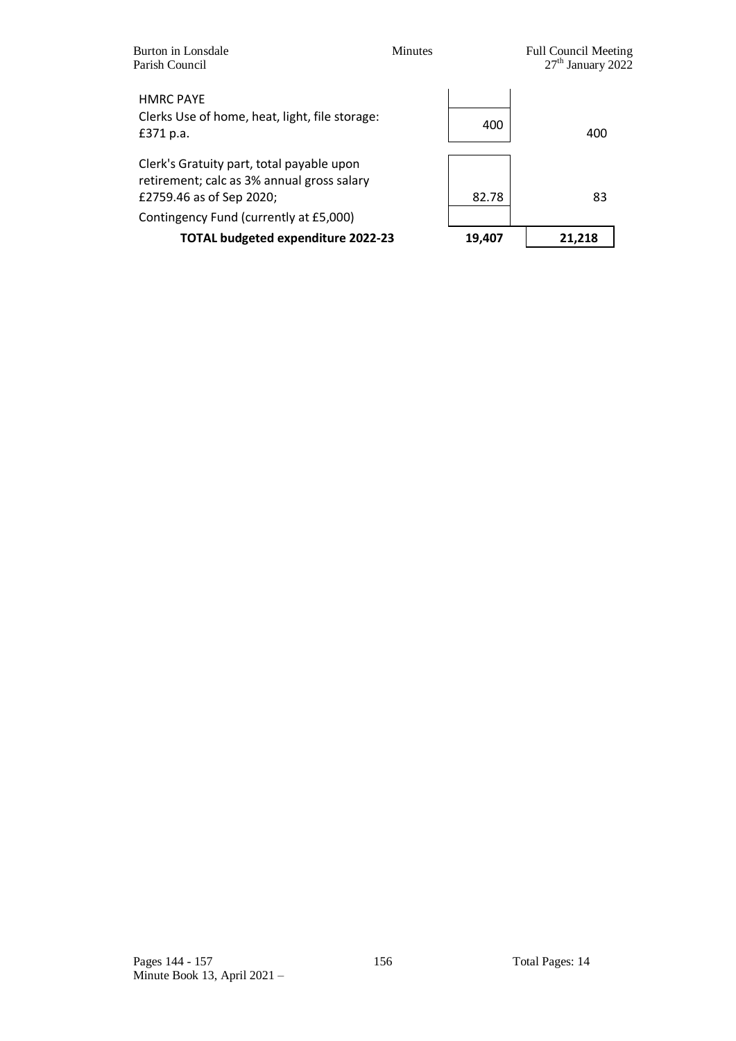| | | |
|---|---|---|
| HMRC PAYE | | |
| Clerks Use of home, heat, light, file storage: £371 p.a. | 400 | 400 |
| Clerk's Gratuity part, total payable upon retirement; calc as 3% annual gross salary £2759.46 as of Sep 2020; | 82.78 | 83 |
| Contingency Fund (currently at £5,000) | | |
| **TOTAL budgeted expenditure 2022-23** | **19,407** | **21,218** |